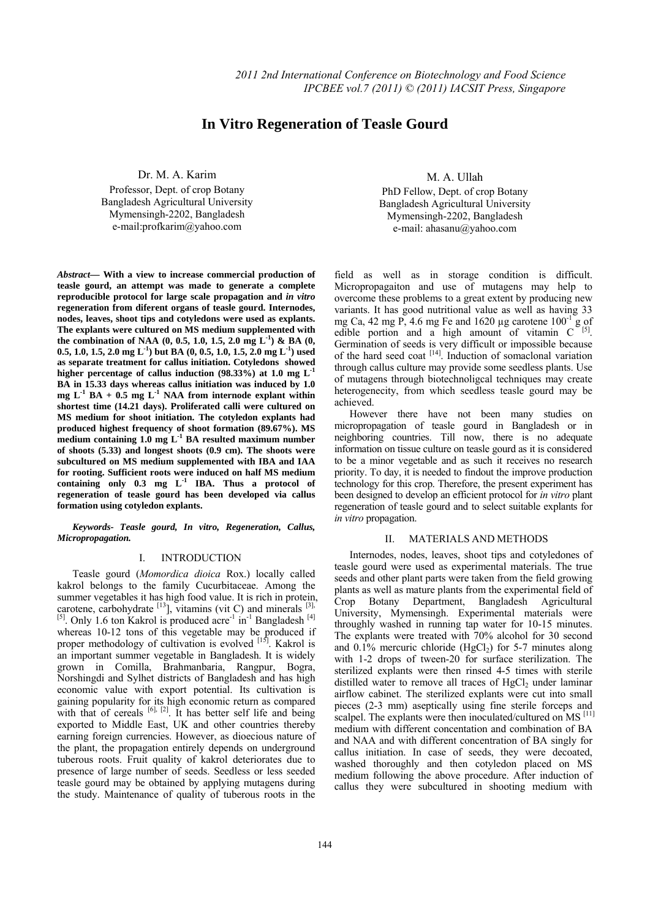# In Vitro Regeneration of Teasle Gourd

Dr. M. A. Karim
Professor, Dept. of crop Botany
Bangladesh Agricultural University
Mymensingh-2202, Bangladesh
e-mail:profkarim@yahoo.com

M. A. Ullah
PhD Fellow, Dept. of crop Botany
Bangladesh Agricultural University
Mymensingh-2202, Bangladesh
e-mail: ahasanu@yahoo.com

***Abstract*— With a view to increase commercial production of teasle gourd, an attempt was made to generate a complete reproducible protocol for large scale propagation and *in vitro* regeneration from diferent organs of teasle gourd. Internodes, nodes, leaves, shoot tips and cotyledons were used as explants. The explants were cultured on MS medium supplemented with the combination of NAA (0, 0.5, 1.0, 1.5, 2.0 mg $L^{-1}$) & BA (0, 0.5, 1.0, 1.5, 2.0 mg $L^{-1}$) but BA (0, 0.5, 1.0, 1.5, 2.0 mg $L^{-1}$) used as separate treatment for callus initiation. Cotyledons showed higher percentage of callus induction (98.33%) at 1.0 mg $L^{-1}$ BA in 15.33 days whereas callus initiation was induced by 1.0 mg $L^{-1}$ BA + 0.5 mg $L^{-1}$ NAA from internode explant within shortest time (14.21 days). Proliferated calli were cultured on MS medium for shoot initiation. The cotyledon explants had produced highest frequency of shoot formation (89.67%). MS medium containing 1.0 mg $L^{-1}$ BA resulted maximum number of shoots (5.33) and longest shoots (0.9 cm). The shoots were subcultured on MS medium supplemented with IBA and IAA for rooting. Sufficient roots were induced on half MS medium containing only 0.3 mg $L^{-1}$ IBA. Thus a protocol of regeneration of teasle gourd has been developed via callus formation using cotyledon explants.**

***Keywords- Teasle gourd, In vitro, Regeneration, Callus, Micropropagation.***

## I. INTRODUCTION

Teasle gourd (*Momordica dioica* Rox.) locally called kakrol belongs to the family Cucurbitaceae. Among the summer vegetables it has high food value. It is rich in protein, carotene, carbohydrate [13]], vitamins (vit C) and minerals [3], [5]. Only 1.6 ton Kakrol is produced $acre^{-1}$ $in^{-1}$ Bangladesh [4] whereas 10-12 tons of this vegetable may be produced if proper methodology of cultivation is evolved [15]. Kakrol is an important summer vegetable in Bangladesh. It is widely grown in Comilla, Brahmanbaria, Rangpur, Bogra, Norshingdi and Sylhet districts of Bangladesh and has high economic value with export potential. Its cultivation is gaining popularity for its high economic return as compared with that of cereals [6], [2]. It has better self life and being exported to Middle East, UK and other countries thereby earning foreign currencies. However, as dioecious nature of the plant, the propagation entirely depends on underground tuberous roots. Fruit quality of kakrol deteriorates due to presence of large number of seeds. Seedless or less seeded teasle gourd may be obtained by applying mutagens during the study. Maintenance of quality of tuberous roots in the field as well as in storage condition is difficult. Micropropagaiton and use of mutagens may help to overcome these problems to a great extent by producing new variants. It has good nutritional value as well as having 33 mg Ca, 42 mg P, 4.6 mg Fe and 1620 µg carotene $100^{-1}$ g of edible portion and a high amount of vitamin C [5]. Germination of seeds is very difficult or impossible because of the hard seed coat [14]. Induction of somaclonal variation through callus culture may provide some seedless plants. Use of mutagens through biotechnoligcal techniques may create heterogenecity, from which seedless teasle gourd may be achieved.

However there have not been many studies on micropropagation of teasle gourd in Bangladesh or in neighboring countries. Till now, there is no adequate information on tissue culture on teasle gourd as it is considered to be a minor vegetable and as such it receives no research priority. To day, it is needed to findout the improve production technology for this crop. Therefore, the present experiment has been designed to develop an efficient protocol for *in vitro* plant regeneration of teasle gourd and to select suitable explants for *in vitro* propagation.

## II. MATERIALS AND METHODS

Internodes, nodes, leaves, shoot tips and cotyledones of teasle gourd were used as experimental materials. The true seeds and other plant parts were taken from the field growing plants as well as mature plants from the experimental field of Crop Botany Department, Bangladesh Agricultural University, Mymensingh. Experimental materials were throughly washed in running tap water for 10-15 minutes. The explants were treated with 70% alcohol for 30 second and 0.1% mercuric chloride ($HgCl_2$) for 5-7 minutes along with 1-2 drops of tween-20 for surface sterilization. The sterilized explants were then rinsed 4-5 times with sterile distilled water to remove all traces of $HgCl_2$ under laminar airflow cabinet. The sterilized explants were cut into small pieces (2-3 mm) aseptically using fine sterile forceps and scalpel. The explants were then inoculated/cultured on MS [11] medium with different concentation and combination of BA and NAA and with different concentration of BA singly for callus initiation. In case of seeds, they were decoated, washed thoroughly and then cotyledon placed on MS medium following the above procedure. After induction of callus they were subcultured in shooting medium with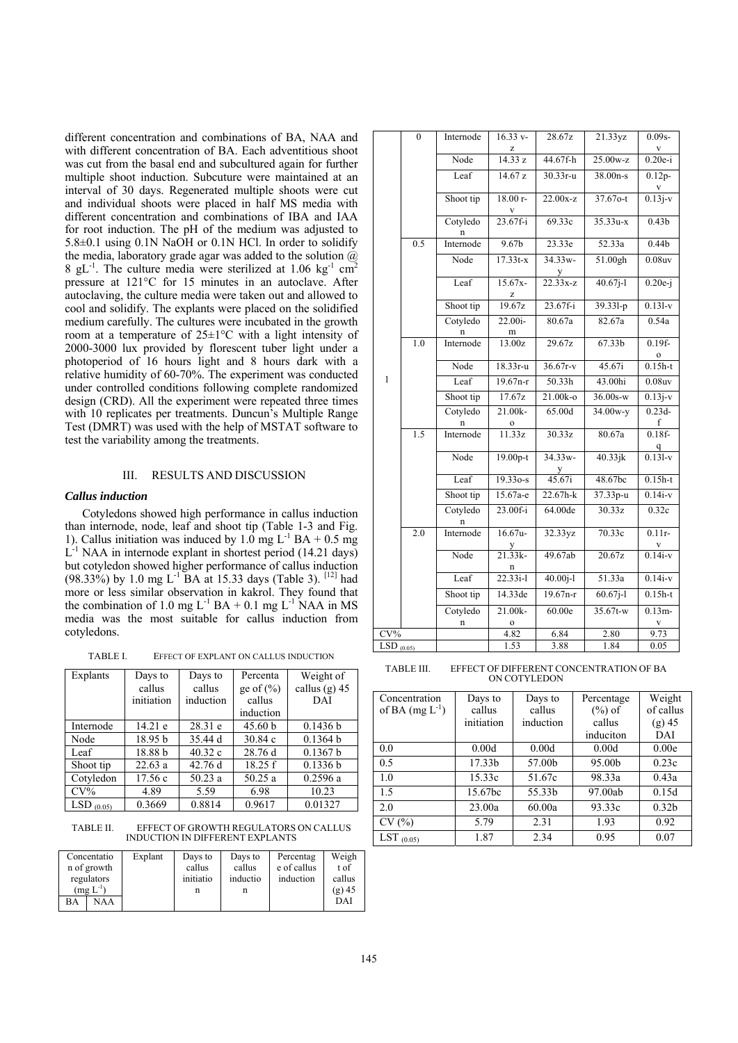different concentration and combinations of BA, NAA and with different concentration of BA. Each adventitious shoot was cut from the basal end and subcultured again for further multiple shoot induction. Subcuture were maintained at an interval of 30 days. Regenerated multiple shoots were cut and individual shoots were placed in half MS media with different concentration and combinations of IBA and IAA for root induction. The pH of the medium was adjusted to 5.8±0.1 using 0.1N NaOH or 0.1N HCl. In order to solidify the media, laboratory grade agar was added to the solution @ 8 $gL^{-1}$. The culture media were sterilized at 1.06 $kg^{-1}$ $cm^2$ pressure at 121°C for 15 minutes in an autoclave. After autoclaving, the culture media were taken out and allowed to cool and solidify. The explants were placed on the solidified medium carefully. The cultures were incubated in the growth room at a temperature of 25±1°C with a light intensity of 2000-3000 lux provided by florescent tuber light under a photoperiod of 16 hours light and 8 hours dark with a relative humidity of 60-70%. The experiment was conducted under controlled conditions following complete randomized design (CRD). All the experiment were repeated three times with 10 replicates per treatments. Duncun's Multiple Range Test (DMRT) was used with the help of MSTAT software to test the variability among the treatments.

## III. RESULTS AND DISCUSSION

### *Callus induction*

Cotyledons showed high performance in callus induction than internode, node, leaf and shoot tip (Table 1-3 and Fig. 1). Callus initiation was induced by 1.0 mg $L^{-1}$ BA + 0.5 mg $L^{-1}$ NAA in internode explant in shortest period (14.21 days) but cotyledon showed higher performance of callus induction (98.33%) by 1.0 mg $L^{-1}$ BA at 15.33 days (Table 3). [12] had more or less similar observation in kakrol. They found that the combination of 1.0 mg $L^{-1}$ BA + 0.1 mg $L^{-1}$ NAA in MS media was the most suitable for callus induction from cotyledons.

TABLE I. EFFECT OF EXPLANT ON CALLUS INDUCTION

| Explants | Days to callus initiation | Days to callus induction | Percentage of (%) callus induction | Weight of callus (g) 45 DAI |
|---|---|---|---|---|
| Internode | 14.21 e | 28.31 e | 45.60 b | 0.1436 b |
| Node | 18.95 b | 35.44 d | 30.84 c | 0.1364 b |
| Leaf | 18.88 b | 40.32 c | 28.76 d | 0.1367 b |
| Shoot tip | 22.63 a | 42.76 d | 18.25 f | 0.1336 b |
| Cotyledon | 17.56 c | 50.23 a | 50.25 a | 0.2596 a |
| CV% | 4.89 | 5.59 | 6.98 | 10.23 |
| LSD $_{(0.05)}$ | 0.3669 | 0.8814 | 0.9617 | 0.01327 |

TABLE II. EFFECT OF GROWTH REGULATORS ON CALLUS INDUCTION IN DIFFERENT EXPLANTS

| Concentration of growth regulators (mg $L^{-1}$) BA | NAA | Explant | Days to callus initiation | Days to callus induction | Percentage of callus induction | Weight of callus (g) 45 DAI |
|---|---|---|---|---|---|---|
| 1 | 0 | Internode | 16.33 v-z | 28.67z | 21.33yz | 0.09s-v |
| | | Node | 14.33 z | 44.67f-h | 25.00w-z | 0.20e-i |
| | | Leaf | 14.67 z | 30.33r-u | 38.00n-s | 0.12p-v |
| | | Shoot tip | 18.00 r-v | 22.00x-z | 37.67o-t | 0.13j-v |
| | | Cotyledon | 23.67f-i | 69.33c | 35.33u-x | 0.43b |
| | 0.5 | Internode | 9.67b | 23.33e | 52.33a | 0.44b |
| | | Node | 17.33t-x | 34.33w-y | 51.00gh | 0.08uv |
| | | Leaf | 15.67x-z | 22.33x-z | 40.67j-l | 0.20e-j |
| | | Shoot tip | 19.67z | 23.67f-i | 39.33l-p | 0.13l-v |
| | | Cotyledon | 22.00i-m | 80.67a | 82.67a | 0.54a |
| | 1.0 | Internode | 13.00z | 29.67z | 67.33b | 0.19f-o |
| | | Node | 18.33r-u | 36.67r-v | 45.67i | 0.15h-t |
| | | Leaf | 19.67n-r | 50.33h | 43.00hi | 0.08uv |
| | | Shoot tip | 17.67z | 21.00k-o | 36.00s-w | 0.13j-v |
| | | Cotyledon | 21.00k-o | 65.00d | 34.00w-y | 0.23d-f |
| | 1.5 | Internode | 11.33z | 30.33z | 80.67a | 0.18f-q |
| | | Node | 19.00p-t | 34.33w-y | 40.33jk | 0.13l-v |
| | | Leaf | 19.33o-s | 45.67i | 48.67bc | 0.15h-t |
| | | Shoot tip | 15.67a-e | 22.67h-k | 37.33p-u | 0.14i-v |
| | | Cotyledon | 23.00f-i | 64.00de | 30.33z | 0.32c |
| | 2.0 | Internode | 16.67u-y | 32.33yz | 70.33c | 0.11r-v |
| | | Node | 21.33k-n | 49.67ab | 20.67z | 0.14i-v |
| | | Leaf | 22.33i-l | 40.00j-l | 51.33a | 0.14i-v |
| | | Shoot tip | 14.33de | 19.67n-r | 60.67j-l | 0.15h-t |
| | | Cotyledon | 21.00k-o | 60.00e | 35.67t-w | 0.13m-v |
| CV% | | | 4.82 | 6.84 | 2.80 | 9.73 |
| LSD $_{(0.05)}$ | | | 1.53 | 3.88 | 1.84 | 0.05 |

TABLE III. EFFECT OF DIFFERENT CONCENTRATION OF BA ON COTYLEDON

| Concentration of BA (mg $L^{-1}$) | Days to callus initiation | Days to callus induction | Percentage (%) of callus induciton | Weight of callus (g) 45 DAI |
|---|---|---|---|---|
| 0.0 | 0.00d | 0.00d | 0.00d | 0.00e |
| 0.5 | 17.33b | 57.00b | 95.00b | 0.23c |
| 1.0 | 15.33c | 51.67c | 98.33a | 0.43a |
| 1.5 | 15.67bc | 55.33b | 97.00ab | 0.15d |
| 2.0 | 23.00a | 60.00a | 93.33c | 0.32b |
| CV (%) | 5.79 | 2.31 | 1.93 | 0.92 |
| LST $_{(0.05)}$ | 1.87 | 2.34 | 0.95 | 0.07 |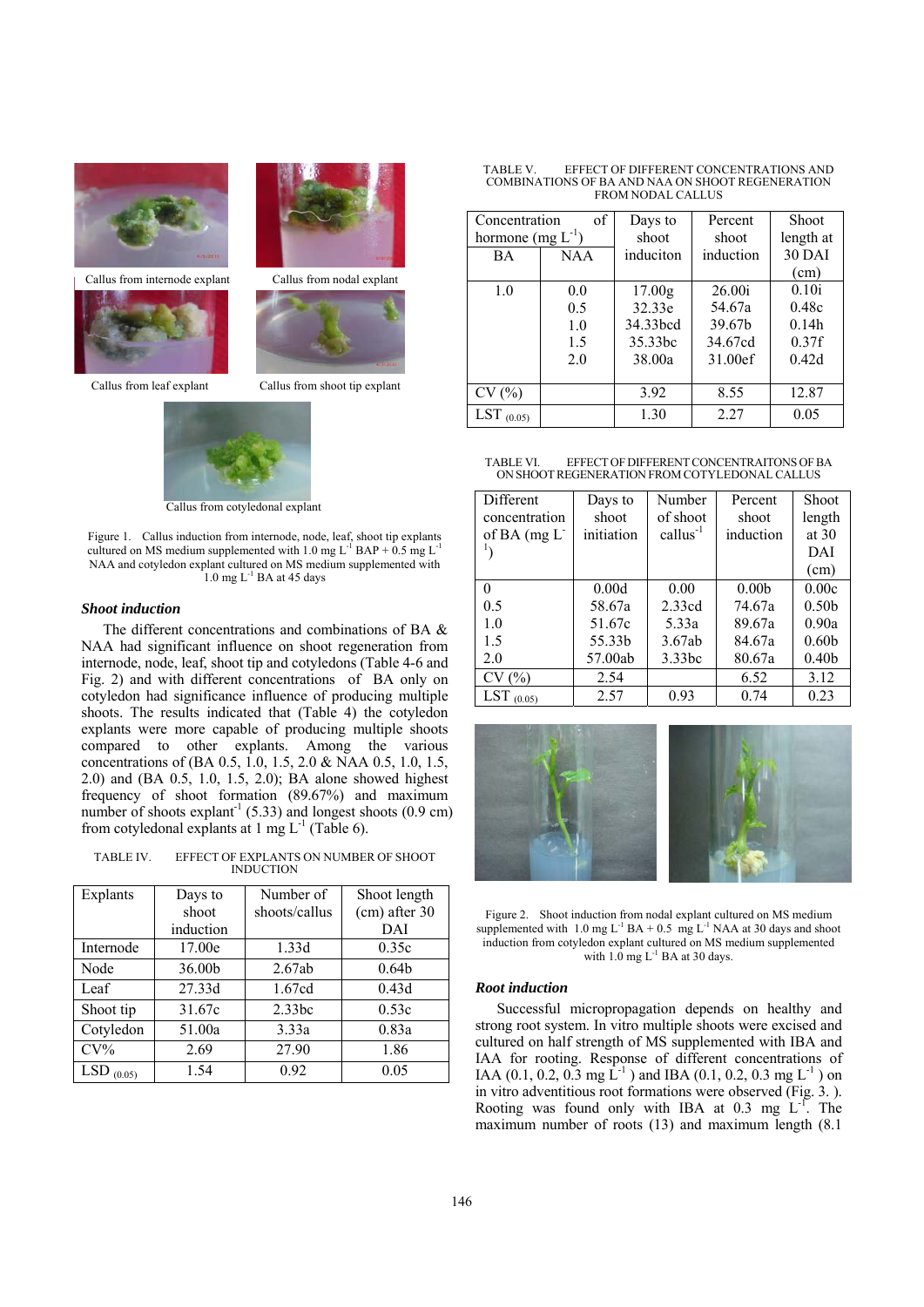Callus from internode explant

Callus from nodal explant

Callus from leaf explant

Callus from shoot tip explant

Callus from cotyledonal explant

Figure 1. Callus induction from internode, node, leaf, shoot tip explants cultured on MS medium supplemented with 1.0 mg $L^{-1}$ BAP + 0.5 mg $L^{-1}$ NAA and cotyledon explant cultured on MS medium supplemented with 1.0 mg $L^{-1}$ BA at 45 days

### *Shoot induction*

The different concentrations and combinations of BA & NAA had significant influence on shoot regeneration from internode, node, leaf, shoot tip and cotyledons (Table 4-6 and Fig. 2) and with different concentrations of BA only on cotyledon had significance influence of producing multiple shoots. The results indicated that (Table 4) the cotyledon explants were more capable of producing multiple shoots compared to other explants. Among the various concentrations of (BA 0.5, 1.0, 1.5, 2.0 & NAA 0.5, 1.0, 1.5, 2.0) and (BA 0.5, 1.0, 1.5, 2.0); BA alone showed highest frequency of shoot formation (89.67%) and maximum number of shoots explant$^{-1}$ (5.33) and longest shoots (0.9 cm) from cotyledonal explants at 1 mg $L^{-1}$ (Table 6).

TABLE IV. EFFECT OF EXPLANTS ON NUMBER OF SHOOT INDUCTION

| Explants | Days to shoot induction | Number of shoots/callus | Shoot length (cm) after 30 DAI |
|---|---|---|---|
| Internode | 17.00e | 1.33d | 0.35c |
| Node | 36.00b | 2.67ab | 0.64b |
| Leaf | 27.33d | 1.67cd | 0.43d |
| Shoot tip | 31.67c | 2.33bc | 0.53c |
| Cotyledon | 51.00a | 3.33a | 0.83a |
| CV% | 2.69 | 27.90 | 1.86 |
| LSD $_{(0.05)}$ | 1.54 | 0.92 | 0.05 |

TABLE V. EFFECT OF DIFFERENT CONCENTRATIONS AND COMBINATIONS OF BA AND NAA ON SHOOT REGENERATION FROM NODAL CALLUS

| Concentration of hormone (mg $L^{-1}$) | | Days to shoot induciton | Percent shoot induction | Shoot length at 30 DAI (cm) |
|---|---|---|---|---|
| BA | NAA | | | |
| 1.0 | 0.0 | 17.00g | 26.00i | 0.10i |
| | 0.5 | 32.33e | 54.67a | 0.48c |
| | 1.0 | 34.33bcd | 39.67b | 0.14h |
| | 1.5 | 35.33bc | 34.67cd | 0.37f |
| | 2.0 | 38.00a | 31.00ef | 0.42d |
| CV (%) | | 3.92 | 8.55 | 12.87 |
| LST $_{(0.05)}$ | | 1.30 | 2.27 | 0.05 |

TABLE VI. EFFECT OF DIFFERENT CONCENTRAITONS OF BA ON SHOOT REGENERATION FROM COTYLEDONAL CALLUS

| Different concentration of BA (mg $L^{-1}$) | Days to shoot initiation | Number of shoot callus$^{-1}$ | Percent shoot induction | Shoot length at 30 DAI (cm) |
|---|---|---|---|---|
| 0 | 0.00d | 0.00 | 0.00b | 0.00c |
| 0.5 | 58.67a | 2.33cd | 74.67a | 0.50b |
| 1.0 | 51.67c | 5.33a | 89.67a | 0.90a |
| 1.5 | 55.33b | 3.67ab | 84.67a | 0.60b |
| 2.0 | 57.00ab | 3.33bc | 80.67a | 0.40b |
| CV (%) | 2.54 | | 6.52 | 3.12 |
| LST $_{(0.05)}$ | 2.57 | 0.93 | 0.74 | 0.23 |

Figure 2. Shoot induction from nodal explant cultured on MS medium supplemented with 1.0 mg $L^{-1}$ BA + 0.5 mg $L^{-1}$ NAA at 30 days and shoot induction from cotyledon explant cultured on MS medium supplemented with 1.0 mg $L^{-1}$ BA at 30 days.

### *Root induction*

Successful micropropagation depends on healthy and strong root system. In vitro multiple shoots were excised and cultured on half strength of MS supplemented with IBA and IAA for rooting. Response of different concentrations of IAA (0.1, 0.2, 0.3 mg $L^{-1}$ ) and IBA (0.1, 0.2, 0.3 mg $L^{-1}$ ) on in vitro adventitious root formations were observed (Fig. 3. ). Rooting was found only with IBA at 0.3 mg $L^{-1}$. The maximum number of roots (13) and maximum length (8.1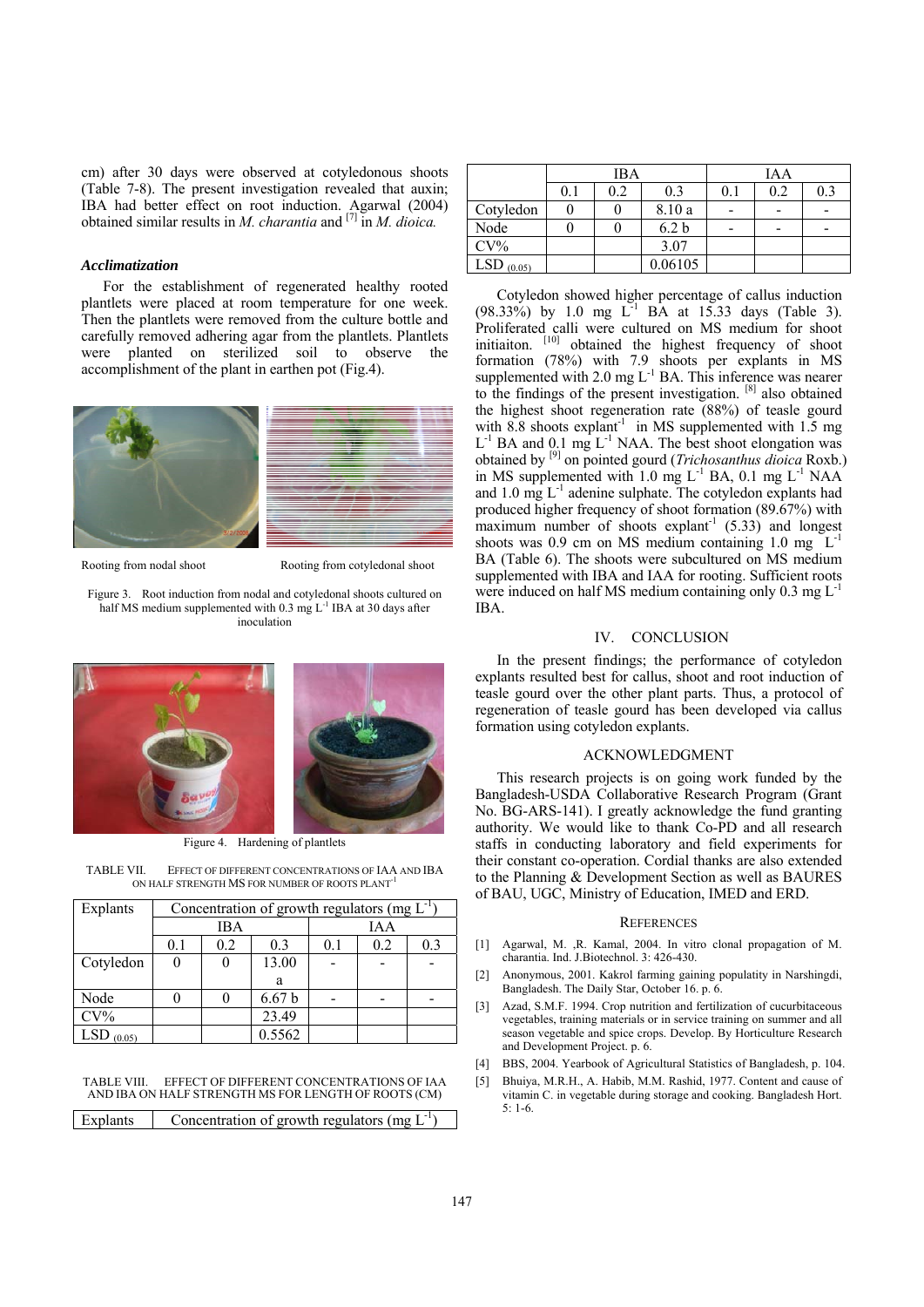cm) after 30 days were observed at cotyledonous shoots (Table 7-8). The present investigation revealed that auxin; IBA had better effect on root induction. Agarwal (2004) obtained similar results in *M. charantia* and [7] in *M. dioica.*

### *Acclimatization*

For the establishment of regenerated healthy rooted plantlets were placed at room temperature for one week. Then the plantlets were removed from the culture bottle and carefully removed adhering agar from the plantlets. Plantlets were planted on sterilized soil to observe the accomplishment of the plant in earthen pot (Fig.4).

Rooting from nodal shoot

Rooting from cotyledonal shoot

Figure 3. Root induction from nodal and cotyledonal shoots cultured on half MS medium supplemented with 0.3 mg $L^{-1}$ IBA at 30 days after inoculation

Figure 4. Hardening of plantlets

TABLE VII. EFFECT OF DIFFERENT CONCENTRATIONS OF IAA AND IBA ON HALF STRENGTH MS FOR NUMBER OF ROOTS PLANT$^{-1}$

| Explants | Concentration of growth regulators (mg $L^{-1}$) | | | | | |
|---|---|---|---|---|---|---|
| | IBA | | | IAA | | |
| | 0.1 | 0.2 | 0.3 | 0.1 | 0.2 | 0.3 |
| Cotyledon | 0 | 0 | 13.00 a | - | - | - |
| Node | 0 | 0 | 6.67 b | - | - | - |
| CV% | | | 23.49 | | | |
| $LSD_{(0.05)}$ | | | 0.5562 | | | |

TABLE VIII. EFFECT OF DIFFERENT CONCENTRATIONS OF IAA AND IBA ON HALF STRENGTH MS FOR LENGTH OF ROOTS (CM)

| Explants | Concentration of growth regulators (mg $L^{-1}$) | | | | | |
|---|---|---|---|---|---|---|
| | IBA | | | IAA | | |
| | 0.1 | 0.2 | 0.3 | 0.1 | 0.2 | 0.3 |
| Cotyledon | 0 | 0 | 8.10 a | - | - | - |
| Node | 0 | 0 | 6.2 b | - | - | - |
| CV% | | | 3.07 | | | |
| $LSD_{(0.05)}$ | | | 0.06105 | | | |

Cotyledon showed higher percentage of callus induction (98.33%) by 1.0 mg $L^{-1}$ BA at 15.33 days (Table 3). Proliferated calli were cultured on MS medium for shoot initiaiton. [10] obtained the highest frequency of shoot formation (78%) with 7.9 shoots per explants in MS supplemented with 2.0 mg $L^{-1}$ BA. This inference was nearer to the findings of the present investigation. [8] also obtained the highest shoot regeneration rate (88%) of teasle gourd with 8.8 shoots explant$^{-1}$ in MS supplemented with 1.5 mg $L^{-1}$ BA and 0.1 mg $L^{-1}$ NAA. The best shoot elongation was obtained by [9] on pointed gourd (*Trichosanthus dioica* Roxb.) in MS supplemented with 1.0 mg $L^{-1}$ BA, 0.1 mg $L^{-1}$ NAA and 1.0 mg $L^{-1}$ adenine sulphate. The cotyledon explants had produced higher frequency of shoot formation (89.67%) with maximum number of shoots explant$^{-1}$ (5.33) and longest shoots was 0.9 cm on MS medium containing 1.0 mg $L^{-1}$ BA (Table 6). The shoots were subcultured on MS medium supplemented with IBA and IAA for rooting. Sufficient roots were induced on half MS medium containing only 0.3 mg $L^{-1}$ IBA.

## IV. CONCLUSION

In the present findings; the performance of cotyledon explants resulted best for callus, shoot and root induction of teasle gourd over the other plant parts. Thus, a protocol of regeneration of teasle gourd has been developed via callus formation using cotyledon explants.

## ACKNOWLEDGMENT

This research projects is on going work funded by the Bangladesh-USDA Collaborative Research Program (Grant No. BG-ARS-141). I greatly acknowledge the fund granting authority. We would like to thank Co-PD and all research staffs in conducting laboratory and field experiments for their constant co-operation. Cordial thanks are also extended to the Planning & Development Section as well as BAURES of BAU, UGC, Ministry of Education, IMED and ERD.

## REFERENCES

[1] Agarwal, M. ,R. Kamal, 2004. In vitro clonal propagation of M. charantia. Ind. J.Biotechnol. 3: 426-430.

[2] Anonymous, 2001. Kakrol farming gaining popularity in Narshingdi, Bangladesh. The Daily Star, October 16. p. 6.

[3] Azad, S.M.F. 1994. Crop nutrition and fertilization of cucurbitaceous vegetables, training materials or in service training on summer and all season vegetable and spice crops. Develop. By Horticulture Research and Development Project. p. 6.

[4] BBS, 2004. Yearbook of Agricultural Statistics of Bangladesh, p. 104.

[5] Bhuiya, M.R.H., A. Habib, M.M. Rashid, 1977. Content and cause of vitamin C. in vegetable during storage and cooking. Bangladesh Hort. 5: 1-6.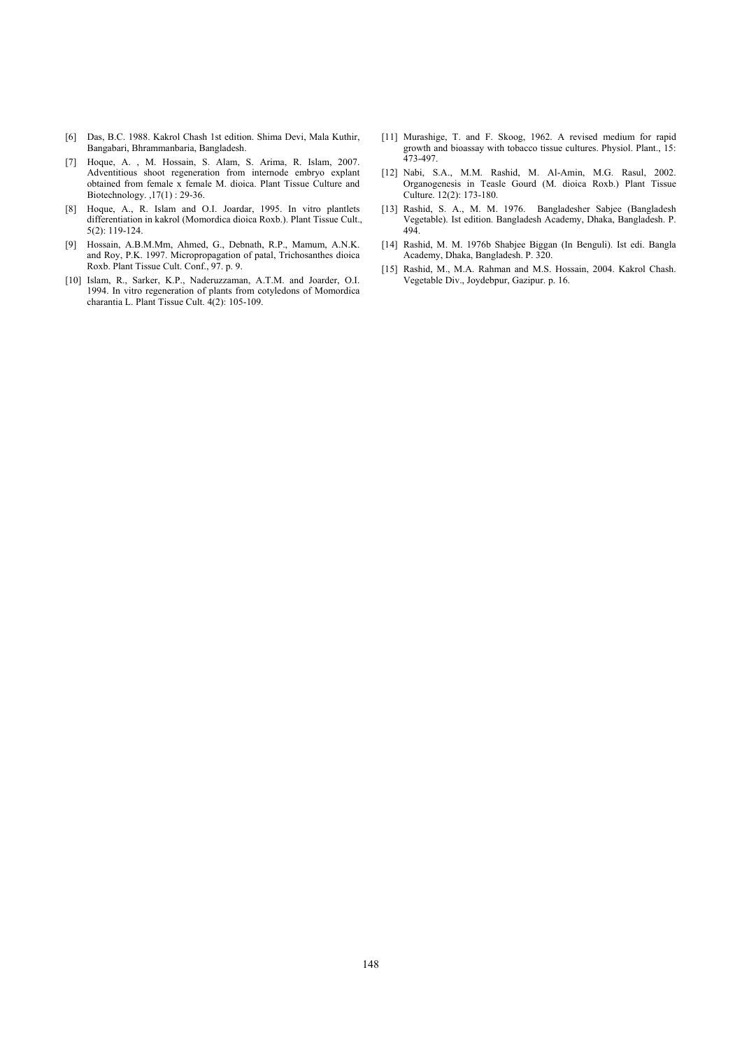[6] Das, B.C. 1988. Kakrol Chash 1st edition. Shima Devi, Mala Kuthir, Bangabari, Bhrammanbaria, Bangladesh.

[7] Hoque, A. , M. Hossain, S. Alam, S. Arima, R. Islam, 2007. Adventitious shoot regeneration from internode embryo explant obtained from female x female M. dioica. Plant Tissue Culture and Biotechnology. ,17(1) : 29-36.

[8] Hoque, A., R. Islam and O.I. Joardar, 1995. In vitro plantlets differentiation in kakrol (Momordica dioica Roxb.). Plant Tissue Cult., 5(2): 119-124.

[9] Hossain, A.B.M.Mm, Ahmed, G., Debnath, R.P., Mamum, A.N.K. and Roy, P.K. 1997. Micropropagation of patal, Trichosanthes dioica Roxb. Plant Tissue Cult. Conf., 97. p. 9.

[10] Islam, R., Sarker, K.P., Naderuzzaman, A.T.M. and Joarder, O.I. 1994. In vitro regeneration of plants from cotyledons of Momordica charantia L. Plant Tissue Cult. 4(2): 105-109.

[11] Murashige, T. and F. Skoog, 1962. A revised medium for rapid growth and bioassay with tobacco tissue cultures. Physiol. Plant., 15: 473-497.

[12] Nabi, S.A., M.M. Rashid, M. Al-Amin, M.G. Rasul, 2002. Organogenesis in Teasle Gourd (M. dioica Roxb.) Plant Tissue Culture. 12(2): 173-180.

[13] Rashid, S. A., M. M. 1976. Bangladesher Sabjee (Bangladesh Vegetable). Ist edition. Bangladesh Academy, Dhaka, Bangladesh. P. 494.

[14] Rashid, M. M. 1976b Shabjee Biggan (In Benguli). Ist edi. Bangla Academy, Dhaka, Bangladesh. P. 320.

[15] Rashid, M., M.A. Rahman and M.S. Hossain, 2004. Kakrol Chash. Vegetable Div., Joydebpur, Gazipur. p. 16.